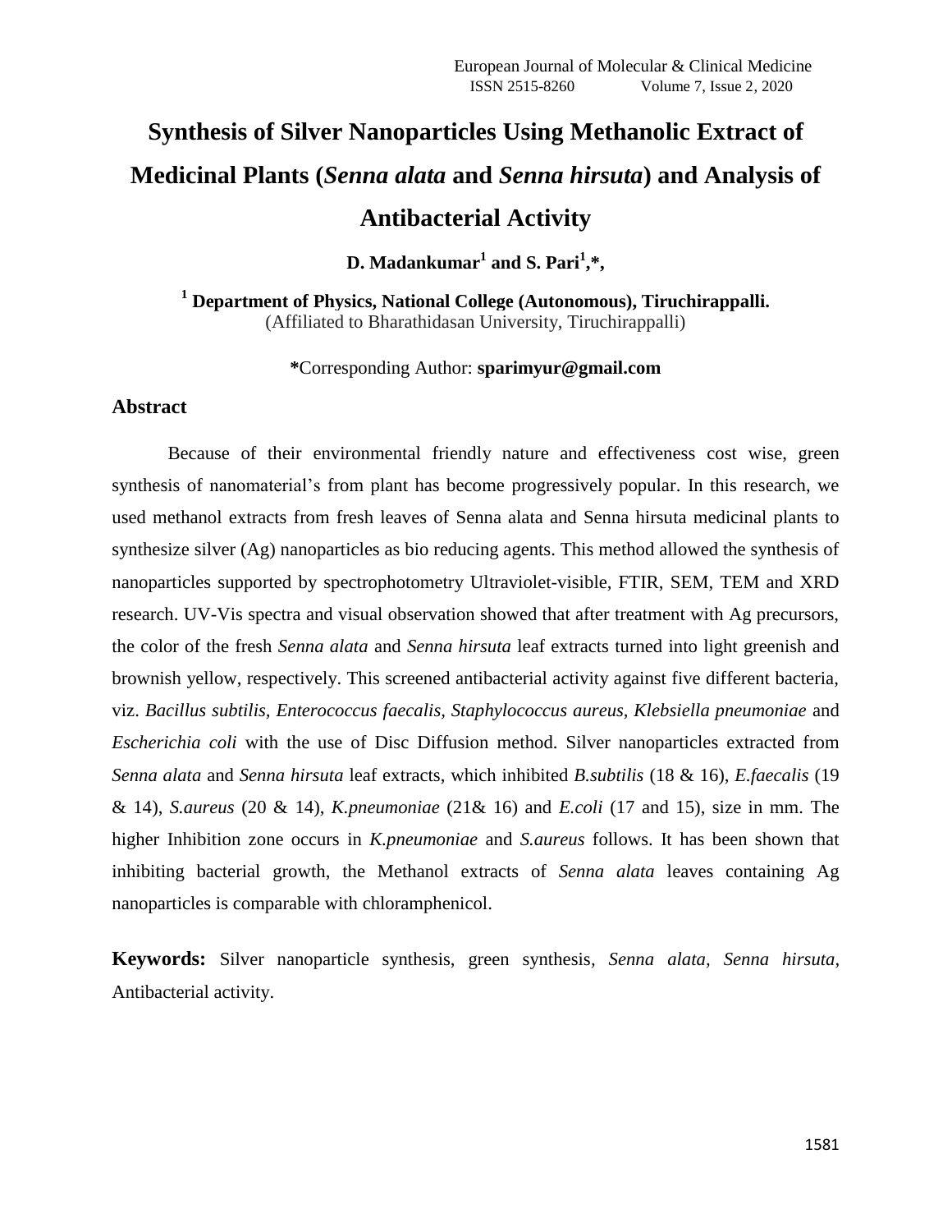# Synthesis of Silver Nanoparticles Using Methanolic Extract of Medicinal Plants (*Senna alata* and *Senna hirsuta*) and Analysis of Antibacterial Activity

**D. Madankumar[1] and S. Pari[1],*,**

**[1] Department of Physics, National College (Autonomous), Tiruchirappalli.**
(Affiliated to Bharathidasan University, Tiruchirappalli)

***Corresponding Author: sparimyur@gmail.com**

## Abstract

Because of their environmental friendly nature and effectiveness cost wise, green synthesis of nanomaterial's from plant has become progressively popular. In this research, we used methanol extracts from fresh leaves of Senna alata and Senna hirsuta medicinal plants to synthesize silver (Ag) nanoparticles as bio reducing agents. This method allowed the synthesis of nanoparticles supported by spectrophotometry Ultraviolet-visible, FTIR, SEM, TEM and XRD research. UV-Vis spectra and visual observation showed that after treatment with Ag precursors, the color of the fresh *Senna alata* and *Senna hirsuta* leaf extracts turned into light greenish and brownish yellow, respectively. This screened antibacterial activity against five different bacteria, viz. *Bacillus subtilis, Enterococcus faecalis, Staphylococcus aureus, Klebsiella pneumoniae* and *Escherichia coli* with the use of Disc Diffusion method. Silver nanoparticles extracted from *Senna alata* and *Senna hirsuta* leaf extracts, which inhibited *B.subtilis* (18 & 16), *E.faecalis* (19 & 14), *S.aureus* (20 & 14), *K.pneumoniae* (21& 16) and *E.coli* (17 and 15), size in mm. The higher Inhibition zone occurs in *K.pneumoniae* and *S.aureus* follows. It has been shown that inhibiting bacterial growth, the Methanol extracts of *Senna alata* leaves containing Ag nanoparticles is comparable with chloramphenicol.

**Keywords:** Silver nanoparticle synthesis, green synthesis, *Senna alata, Senna hirsuta*, Antibacterial activity.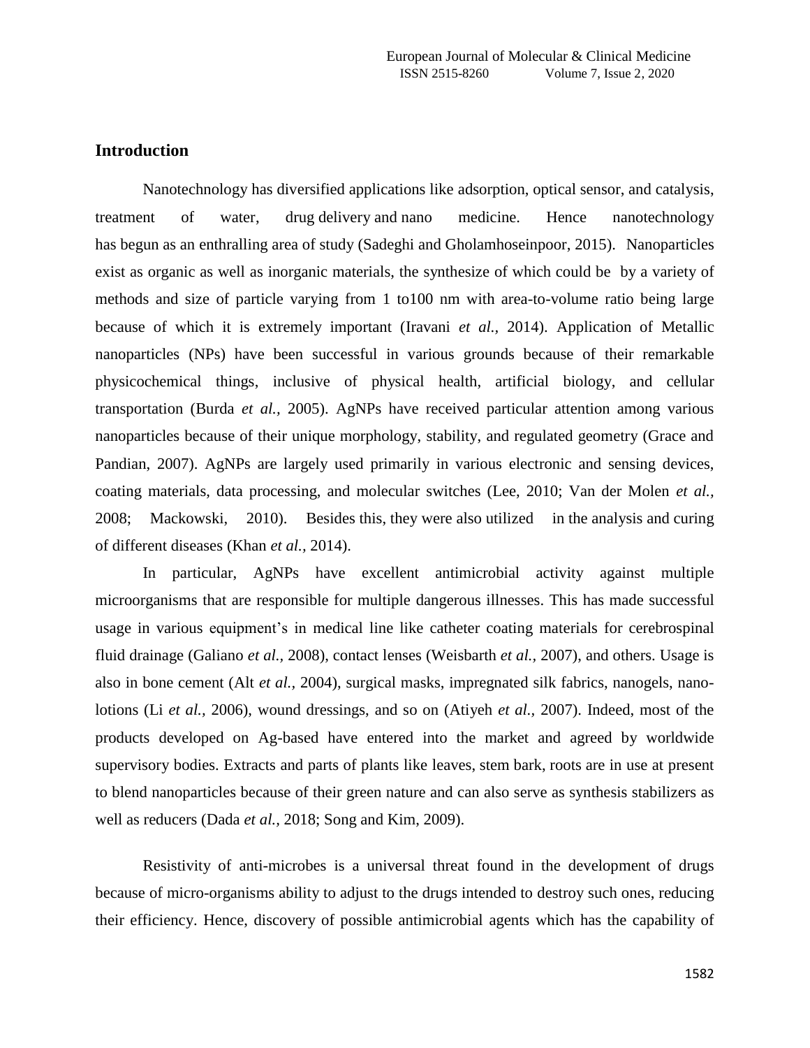## Introduction

Nanotechnology has diversified applications like adsorption, optical sensor, and catalysis, treatment of water, drug delivery and nano medicine. Hence nanotechnology has begun as an enthralling area of study (Sadeghi and Gholamhoseinpoor, 2015). Nanoparticles exist as organic as well as inorganic materials, the synthesize of which could be by a variety of methods and size of particle varying from 1 to100 nm with area-to-volume ratio being large because of which it is extremely important (Iravani *et al.,* 2014). Application of Metallic nanoparticles (NPs) have been successful in various grounds because of their remarkable physicochemical things, inclusive of physical health, artificial biology, and cellular transportation (Burda *et al.,* 2005). AgNPs have received particular attention among various nanoparticles because of their unique morphology, stability, and regulated geometry (Grace and Pandian, 2007). AgNPs are largely used primarily in various electronic and sensing devices, coating materials, data processing, and molecular switches (Lee, 2010; Van der Molen *et al.,* 2008; Mackowski, 2010). Besides this, they were also utilized in the analysis and curing of different diseases (Khan *et al.,* 2014).

In particular, AgNPs have excellent antimicrobial activity against multiple microorganisms that are responsible for multiple dangerous illnesses. This has made successful usage in various equipment's in medical line like catheter coating materials for cerebrospinal fluid drainage (Galiano *et al.,* 2008), contact lenses (Weisbarth *et al.,* 2007), and others. Usage is also in bone cement (Alt *et al.,* 2004), surgical masks, impregnated silk fabrics, nanogels, nano-lotions (Li *et al.,* 2006), wound dressings, and so on (Atiyeh *et al.,* 2007). Indeed, most of the products developed on Ag-based have entered into the market and agreed by worldwide supervisory bodies. Extracts and parts of plants like leaves, stem bark, roots are in use at present to blend nanoparticles because of their green nature and can also serve as synthesis stabilizers as well as reducers (Dada *et al.,* 2018; Song and Kim, 2009).

Resistivity of anti-microbes is a universal threat found in the development of drugs because of micro-organisms ability to adjust to the drugs intended to destroy such ones, reducing their efficiency. Hence, discovery of possible antimicrobial agents which has the capability of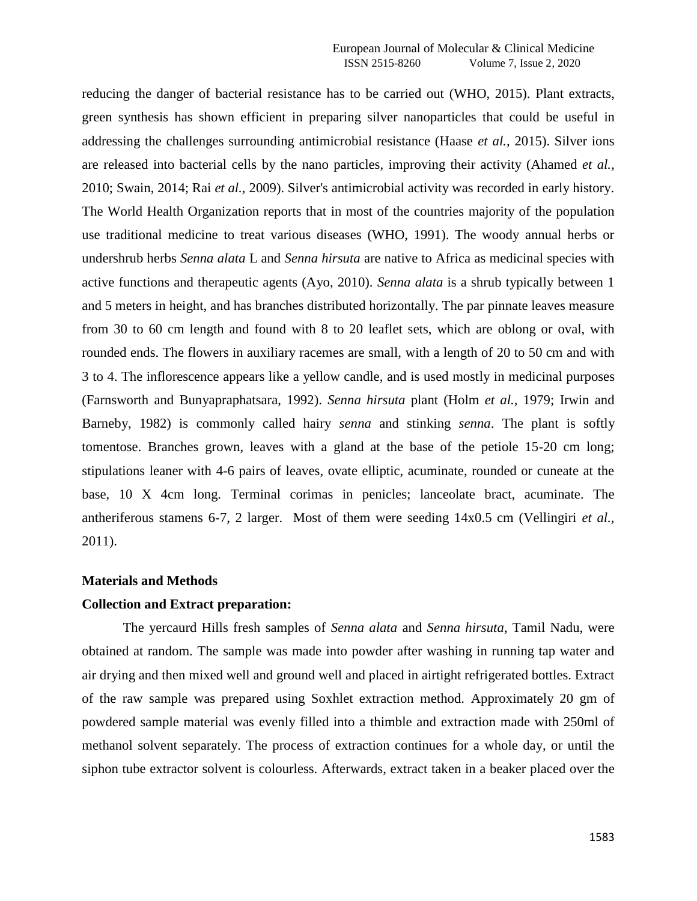reducing the danger of bacterial resistance has to be carried out (WHO, 2015). Plant extracts, green synthesis has shown efficient in preparing silver nanoparticles that could be useful in addressing the challenges surrounding antimicrobial resistance (Haase *et al.*, 2015). Silver ions are released into bacterial cells by the nano particles, improving their activity (Ahamed *et al.*, 2010; Swain, 2014; Rai *et al.*, 2009). Silver's antimicrobial activity was recorded in early history. The World Health Organization reports that in most of the countries majority of the population use traditional medicine to treat various diseases (WHO, 1991). The woody annual herbs or undershrub herbs *Senna alata* L and *Senna hirsuta* are native to Africa as medicinal species with active functions and therapeutic agents (Ayo, 2010). *Senna alata* is a shrub typically between 1 and 5 meters in height, and has branches distributed horizontally. The par pinnate leaves measure from 30 to 60 cm length and found with 8 to 20 leaflet sets, which are oblong or oval, with rounded ends. The flowers in auxiliary racemes are small, with a length of 20 to 50 cm and with 3 to 4. The inflorescence appears like a yellow candle, and is used mostly in medicinal purposes (Farnsworth and Bunyapraphatsara, 1992). *Senna hirsuta* plant (Holm *et al.*, 1979; Irwin and Barneby, 1982) is commonly called hairy *senna* and stinking *senna*. The plant is softly tomentose. Branches grown, leaves with a gland at the base of the petiole 15-20 cm long; stipulations leaner with 4-6 pairs of leaves, ovate elliptic, acuminate, rounded or cuneate at the base, 10 X 4cm long. Terminal corimas in penicles; lanceolate bract, acuminate. The antheriferous stamens 6-7, 2 larger. Most of them were seeding 14x0.5 cm (Vellingiri *et al.*, 2011).

## Materials and Methods

### Collection and Extract preparation:

The yercaurd Hills fresh samples of *Senna alata* and *Senna hirsuta*, Tamil Nadu, were obtained at random. The sample was made into powder after washing in running tap water and air drying and then mixed well and ground well and placed in airtight refrigerated bottles. Extract of the raw sample was prepared using Soxhlet extraction method. Approximately 20 gm of powdered sample material was evenly filled into a thimble and extraction made with 250ml of methanol solvent separately. The process of extraction continues for a whole day, or until the siphon tube extractor solvent is colourless. Afterwards, extract taken in a beaker placed over the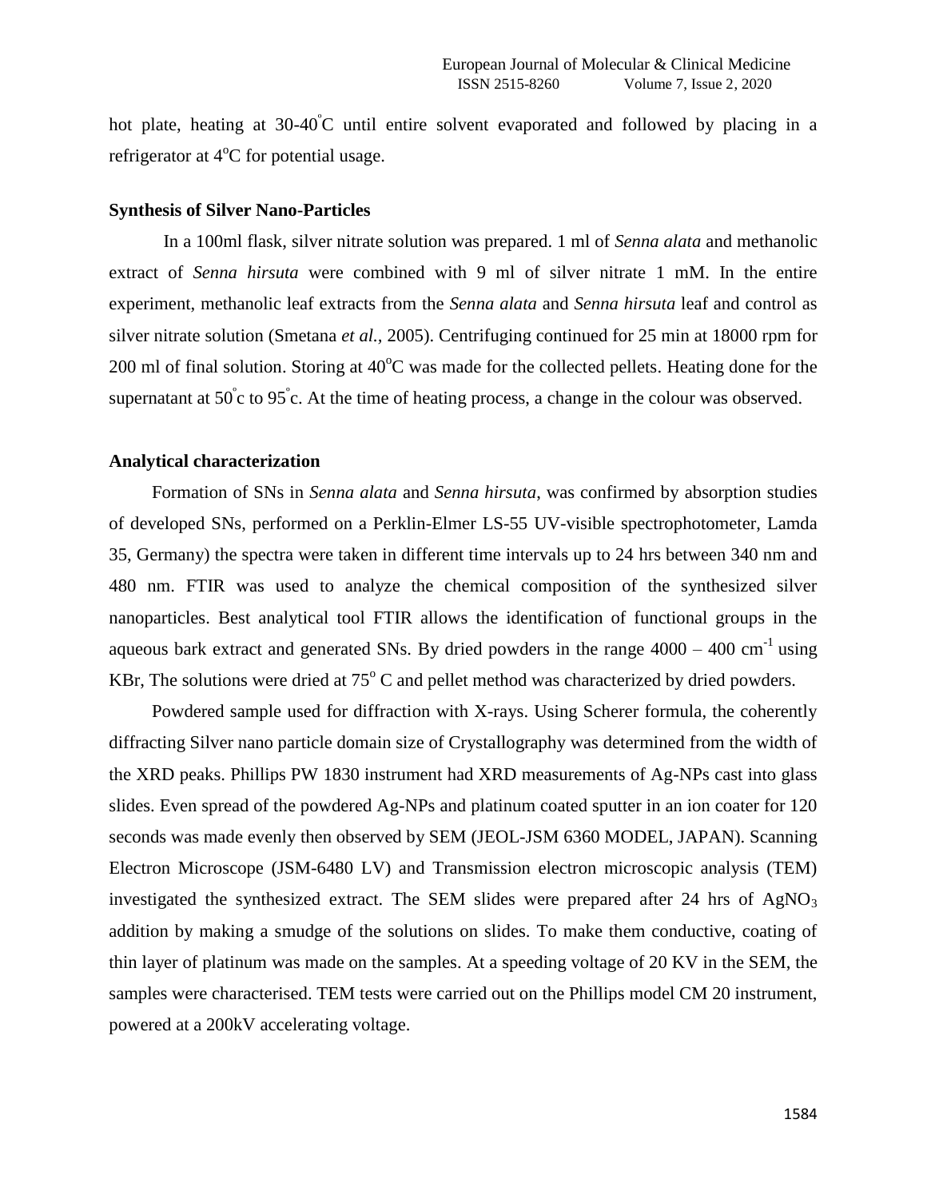hot plate, heating at 30-40°C until entire solvent evaporated and followed by placing in a refrigerator at 4°C for potential usage.

**Synthesis of Silver Nano-Particles**

In a 100ml flask, silver nitrate solution was prepared. 1 ml of *Senna alata* and methanolic extract of *Senna hirsuta* were combined with 9 ml of silver nitrate 1 mM. In the entire experiment, methanolic leaf extracts from the *Senna alata* and *Senna hirsuta* leaf and control as silver nitrate solution (Smetana *et al.*, 2005). Centrifuging continued for 25 min at 18000 rpm for 200 ml of final solution. Storing at 40°C was made for the collected pellets. Heating done for the supernatant at 50°c to 95°c. At the time of heating process, a change in the colour was observed.

**Analytical characterization**

Formation of SNs in *Senna alata* and *Senna hirsuta*, was confirmed by absorption studies of developed SNs, performed on a Perklin-Elmer LS-55 UV-visible spectrophotometer, Lamda 35, Germany) the spectra were taken in different time intervals up to 24 hrs between 340 nm and 480 nm. FTIR was used to analyze the chemical composition of the synthesized silver nanoparticles. Best analytical tool FTIR allows the identification of functional groups in the aqueous bark extract and generated SNs. By dried powders in the range 4000 – 400 $cm^{-1}$ using KBr, The solutions were dried at 75° C and pellet method was characterized by dried powders.

Powdered sample used for diffraction with X-rays. Using Scherer formula, the coherently diffracting Silver nano particle domain size of Crystallography was determined from the width of the XRD peaks. Phillips PW 1830 instrument had XRD measurements of Ag-NPs cast into glass slides. Even spread of the powdered Ag-NPs and platinum coated sputter in an ion coater for 120 seconds was made evenly then observed by SEM (JEOL-JSM 6360 MODEL, JAPAN). Scanning Electron Microscope (JSM-6480 LV) and Transmission electron microscopic analysis (TEM) investigated the synthesized extract. The SEM slides were prepared after 24 hrs of $AgNO_3$ addition by making a smudge of the solutions on slides. To make them conductive, coating of thin layer of platinum was made on the samples. At a speeding voltage of 20 KV in the SEM, the samples were characterised. TEM tests were carried out on the Phillips model CM 20 instrument, powered at a 200kV accelerating voltage.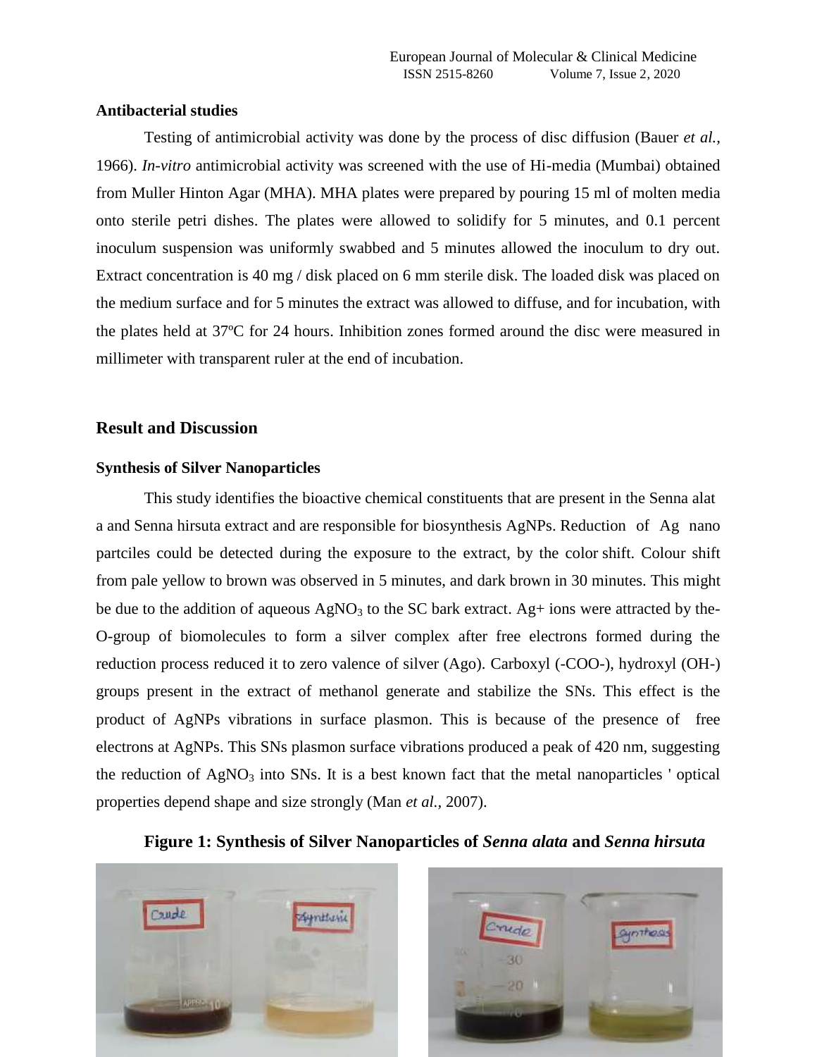### Antibacterial studies

Testing of antimicrobial activity was done by the process of disc diffusion (Bauer *et al.*, 1966). *In-vitro* antimicrobial activity was screened with the use of Hi-media (Mumbai) obtained from Muller Hinton Agar (MHA). MHA plates were prepared by pouring 15 ml of molten media onto sterile petri dishes. The plates were allowed to solidify for 5 minutes, and 0.1 percent inoculum suspension was uniformly swabbed and 5 minutes allowed the inoculum to dry out. Extract concentration is 40 mg / disk placed on 6 mm sterile disk. The loaded disk was placed on the medium surface and for 5 minutes the extract was allowed to diffuse, and for incubation, with the plates held at 37ºC for 24 hours. Inhibition zones formed around the disc were measured in millimeter with transparent ruler at the end of incubation.

## Result and Discussion

### Synthesis of Silver Nanoparticles

This study identifies the bioactive chemical constituents that are present in the Senna alat a and Senna hirsuta extract and are responsible for biosynthesis AgNPs. Reduction of Ag nano partciles could be detected during the exposure to the extract, by the color shift. Colour shift from pale yellow to brown was observed in 5 minutes, and dark brown in 30 minutes. This might be due to the addition of aqueous $AgNO_3$ to the SC bark extract. Ag+ ions were attracted by the-O-group of biomolecules to form a silver complex after free electrons formed during the reduction process reduced it to zero valence of silver (Ago). Carboxyl (-COO-), hydroxyl (OH-) groups present in the extract of methanol generate and stabilize the SNs. This effect is the product of AgNPs vibrations in surface plasmon. This is because of the presence of free electrons at AgNPs. This SNs plasmon surface vibrations produced a peak of 420 nm, suggesting the reduction of $AgNO_3$ into SNs. It is a best known fact that the metal nanoparticles ' optical properties depend shape and size strongly (Man *et al.*, 2007).

**Figure 1: Synthesis of Silver Nanoparticles of *Senna alata* and *Senna hirsuta***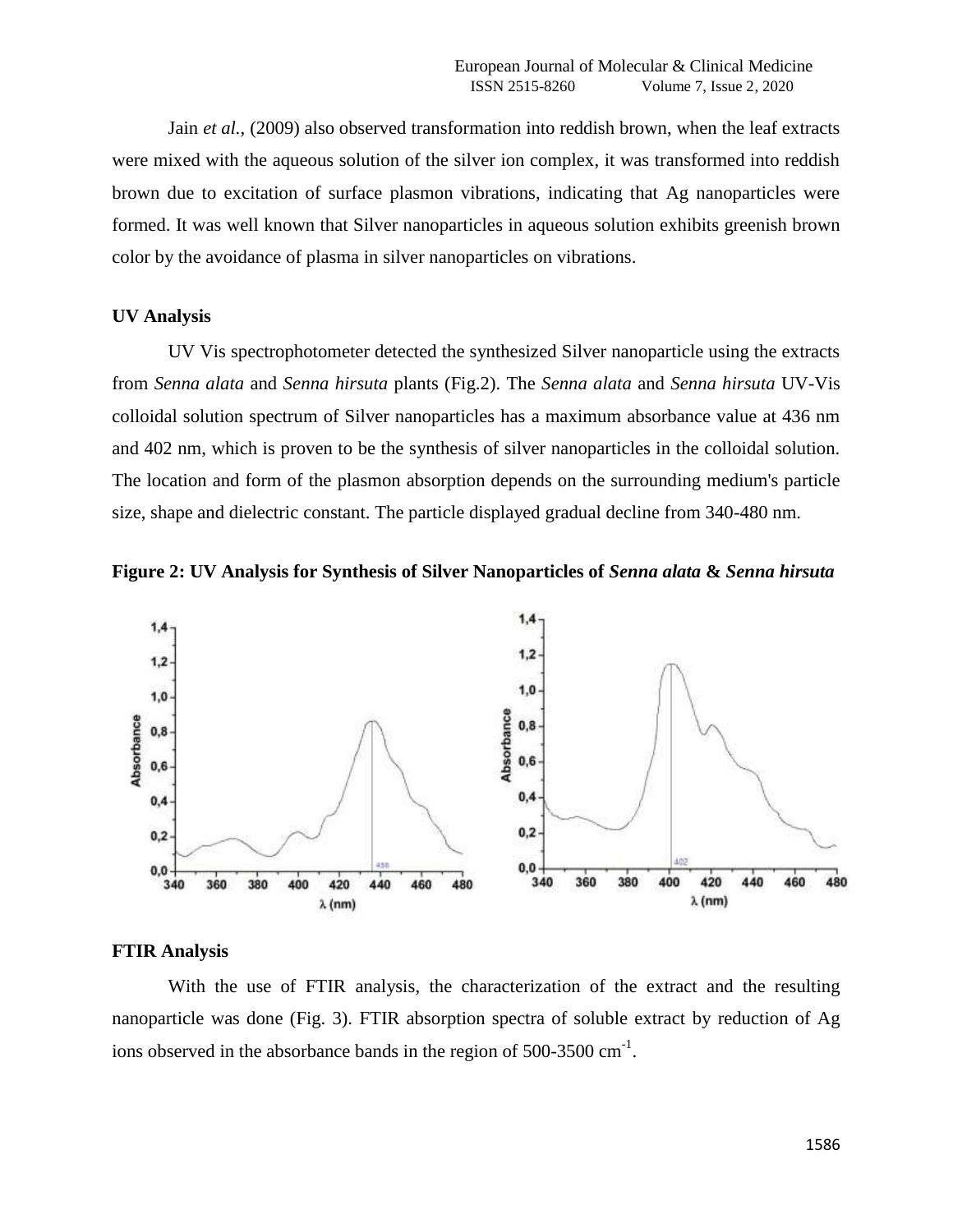Jain *et al.*, (2009) also observed transformation into reddish brown, when the leaf extracts were mixed with the aqueous solution of the silver ion complex, it was transformed into reddish brown due to excitation of surface plasmon vibrations, indicating that Ag nanoparticles were formed. It was well known that Silver nanoparticles in aqueous solution exhibits greenish brown color by the avoidance of plasma in silver nanoparticles on vibrations.

### UV Analysis

UV Vis spectrophotometer detected the synthesized Silver nanoparticle using the extracts from *Senna alata* and *Senna hirsuta* plants (Fig.2). The *Senna alata* and *Senna hirsuta* UV-Vis colloidal solution spectrum of Silver nanoparticles has a maximum absorbance value at 436 nm and 402 nm, which is proven to be the synthesis of silver nanoparticles in the colloidal solution. The location and form of the plasmon absorption depends on the surrounding medium's particle size, shape and dielectric constant. The particle displayed gradual decline from 340-480 nm.

**Figure 2: UV Analysis for Synthesis of Silver Nanoparticles of *Senna alata* & *Senna hirsuta***

### FTIR Analysis

With the use of FTIR analysis, the characterization of the extract and the resulting nanoparticle was done (Fig. 3). FTIR absorption spectra of soluble extract by reduction of Ag ions observed in the absorbance bands in the region of 500-3500 $cm^{-1}$.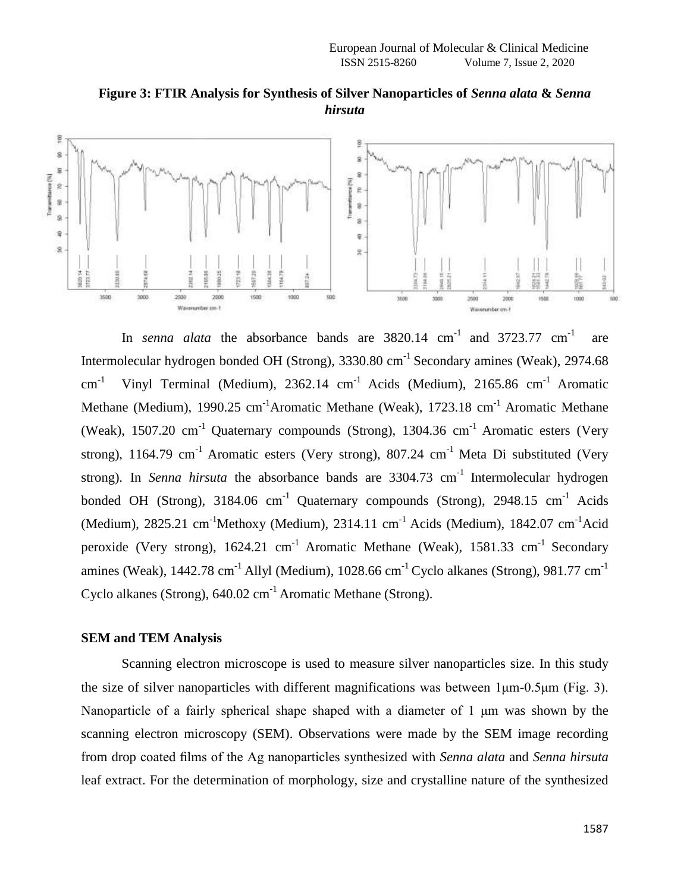**Figure 3: FTIR Analysis for Synthesis of Silver Nanoparticles of *Senna alata* & *Senna hirsuta***

In *senna alata* the absorbance bands are 3820.14 $cm^{-1}$ and 3723.77 $cm^{-1}$ are Intermolecular hydrogen bonded OH (Strong), 3330.80 $cm^{-1}$ Secondary amines (Weak), 2974.68 $cm^{-1}$ Vinyl Terminal (Medium), 2362.14 $cm^{-1}$ Acids (Medium), 2165.86 $cm^{-1}$ Aromatic Methane (Medium), 1990.25 $cm^{-1}$ Aromatic Methane (Weak), 1723.18 $cm^{-1}$ Aromatic Methane (Weak), 1507.20 $cm^{-1}$ Quaternary compounds (Strong), 1304.36 $cm^{-1}$ Aromatic esters (Very strong), 1164.79 $cm^{-1}$ Aromatic esters (Very strong), 807.24 $cm^{-1}$ Meta Di substituted (Very strong). In *Senna hirsuta* the absorbance bands are 3304.73 $cm^{-1}$ Intermolecular hydrogen bonded OH (Strong), 3184.06 $cm^{-1}$ Quaternary compounds (Strong), 2948.15 $cm^{-1}$ Acids (Medium), 2825.21 $cm^{-1}$ Methoxy (Medium), 2314.11 $cm^{-1}$ Acids (Medium), 1842.07 $cm^{-1}$ Acid peroxide (Very strong), 1624.21 $cm^{-1}$ Aromatic Methane (Weak), 1581.33 $cm^{-1}$ Secondary amines (Weak), 1442.78 $cm^{-1}$ Allyl (Medium), 1028.66 $cm^{-1}$ Cyclo alkanes (Strong), 981.77 $cm^{-1}$ Cyclo alkanes (Strong), 640.02 $cm^{-1}$ Aromatic Methane (Strong).

### SEM and TEM Analysis

Scanning electron microscope is used to measure silver nanoparticles size. In this study the size of silver nanoparticles with different magnifications was between 1μm-0.5μm (Fig. 3). Nanoparticle of a fairly spherical shape shaped with a diameter of 1 μm was shown by the scanning electron microscopy (SEM). Observations were made by the SEM image recording from drop coated films of the Ag nanoparticles synthesized with *Senna alata* and *Senna hirsuta* leaf extract. For the determination of morphology, size and crystalline nature of the synthesized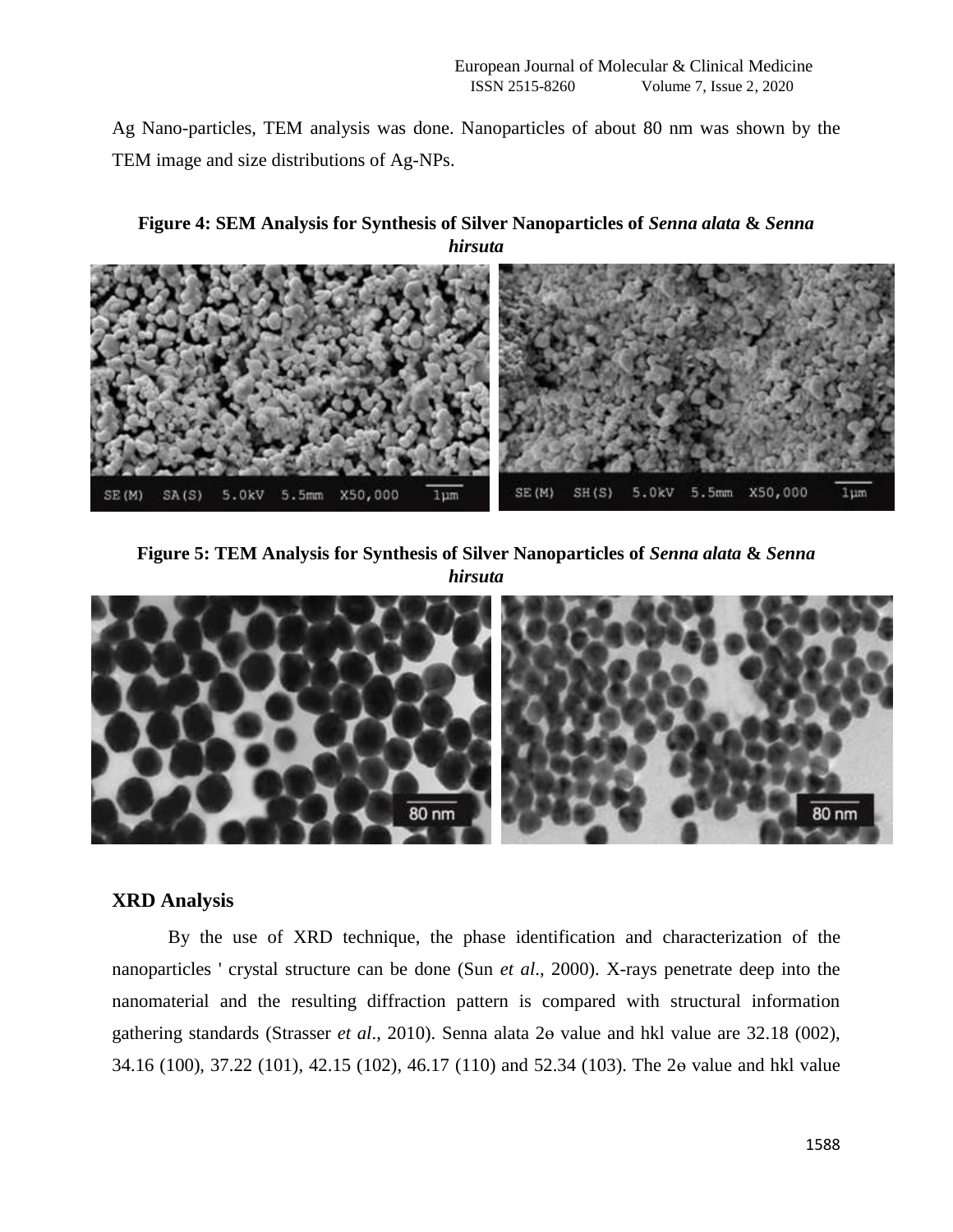Ag Nano-particles, TEM analysis was done. Nanoparticles of about 80 nm was shown by the TEM image and size distributions of Ag-NPs.

**Figure 4: SEM Analysis for Synthesis of Silver Nanoparticles of *Senna alata* & *Senna hirsuta***

**Figure 5: TEM Analysis for Synthesis of Silver Nanoparticles of *Senna alata* & *Senna hirsuta***

## XRD Analysis

By the use of XRD technique, the phase identification and characterization of the nanoparticles ' crystal structure can be done (Sun *et al*., 2000). X-rays penetrate deep into the nanomaterial and the resulting diffraction pattern is compared with structural information gathering standards (Strasser *et al*., 2010). Senna alata 2ɵ value and hkl value are 32.18 (002), 34.16 (100), 37.22 (101), 42.15 (102), 46.17 (110) and 52.34 (103). The 2ɵ value and hkl value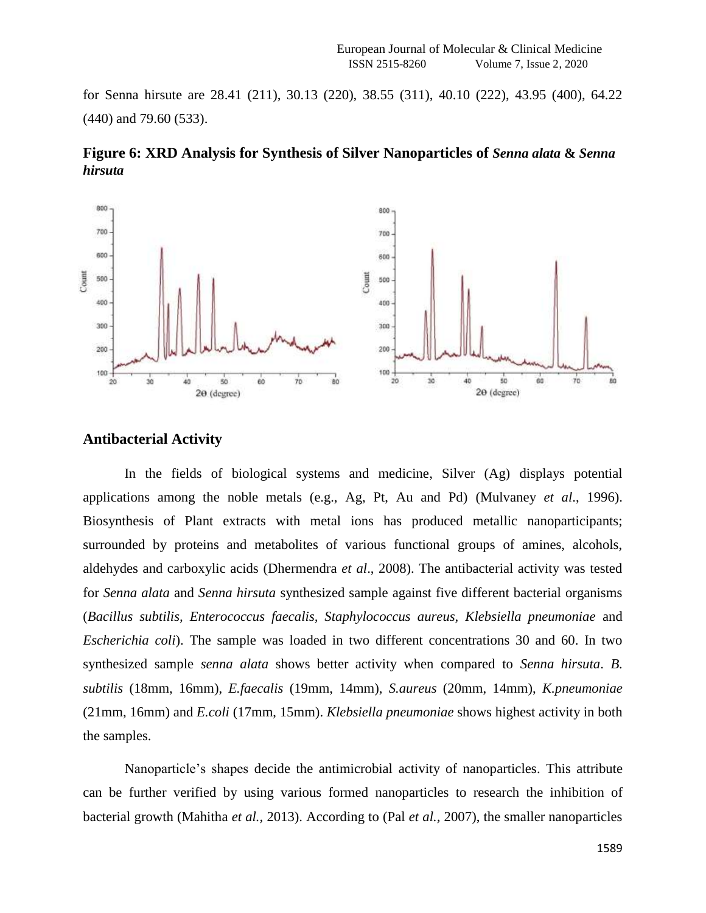for Senna hirsute are 28.41 (211), 30.13 (220), 38.55 (311), 40.10 (222), 43.95 (400), 64.22 (440) and 79.60 (533).

**Figure 6: XRD Analysis for Synthesis of Silver Nanoparticles of *Senna alata* & *Senna hirsuta***

## Antibacterial Activity

In the fields of biological systems and medicine, Silver (Ag) displays potential applications among the noble metals (e.g., Ag, Pt, Au and Pd) (Mulvaney *et al*., 1996). Biosynthesis of Plant extracts with metal ions has produced metallic nanoparticipants; surrounded by proteins and metabolites of various functional groups of amines, alcohols, aldehydes and carboxylic acids (Dhermendra *et al*., 2008). The antibacterial activity was tested for *Senna alata* and *Senna hirsuta* synthesized sample against five different bacterial organisms (*Bacillus subtilis*, *Enterococcus faecalis*, *Staphylococcus aureus*, *Klebsiella pneumoniae* and *Escherichia coli*). The sample was loaded in two different concentrations 30 and 60. In two synthesized sample *senna alata* shows better activity when compared to *Senna hirsuta*. *B. subtilis* (18mm, 16mm), *E.faecalis* (19mm, 14mm), *S.aureus* (20mm, 14mm), *K.pneumoniae* (21mm, 16mm) and *E.coli* (17mm, 15mm). *Klebsiella pneumoniae* shows highest activity in both the samples.

Nanoparticle's shapes decide the antimicrobial activity of nanoparticles. This attribute can be further verified by using various formed nanoparticles to research the inhibition of bacterial growth (Mahitha *et al.*, 2013). According to (Pal *et al.,* 2007), the smaller nanoparticles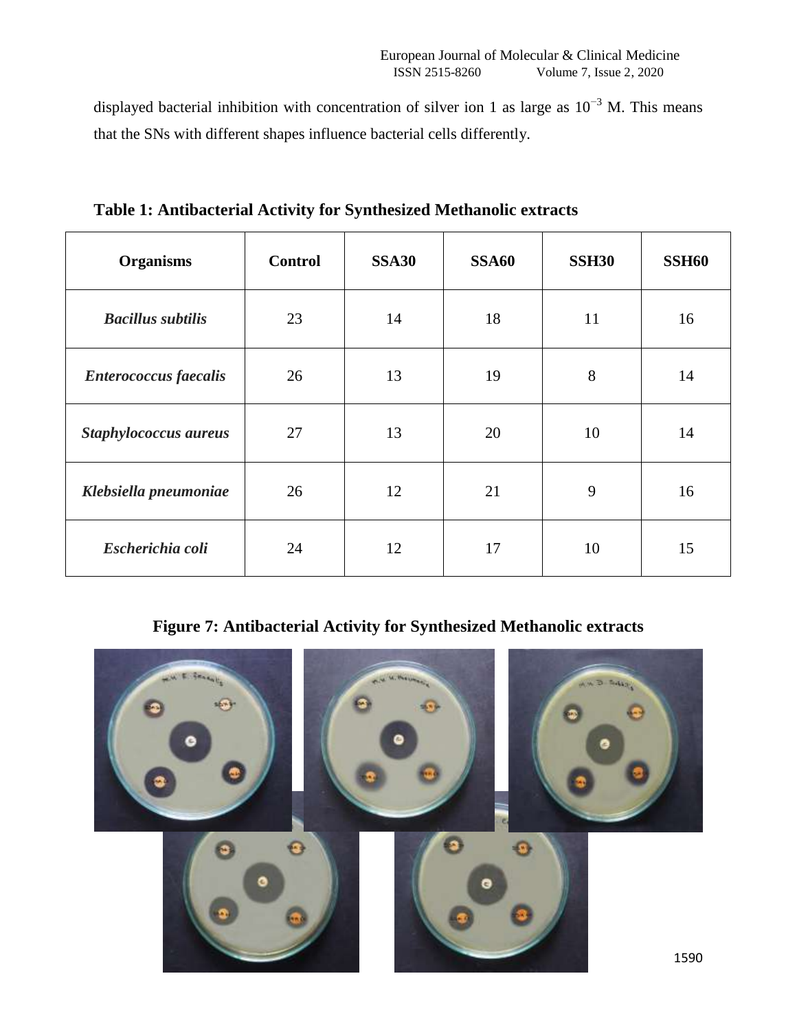displayed bacterial inhibition with concentration of silver ion 1 as large as $10^{-3}$ M. This means that the SNs with different shapes influence bacterial cells differently.

**Table 1: Antibacterial Activity for Synthesized Methanolic extracts**

| Organisms | Control | SSA30 | SSA60 | SSH30 | SSH60 |
|---|---|---|---|---|---|
| *Bacillus subtilis* | 23 | 14 | 18 | 11 | 16 |
| *Enterococcus faecalis* | 26 | 13 | 19 | 8 | 14 |
| *Staphylococcus aureus* | 27 | 13 | 20 | 10 | 14 |
| *Klebsiella pneumoniae* | 26 | 12 | 21 | 9 | 16 |
| *Escherichia coli* | 24 | 12 | 17 | 10 | 15 |

**Figure 7: Antibacterial Activity for Synthesized Methanolic extracts**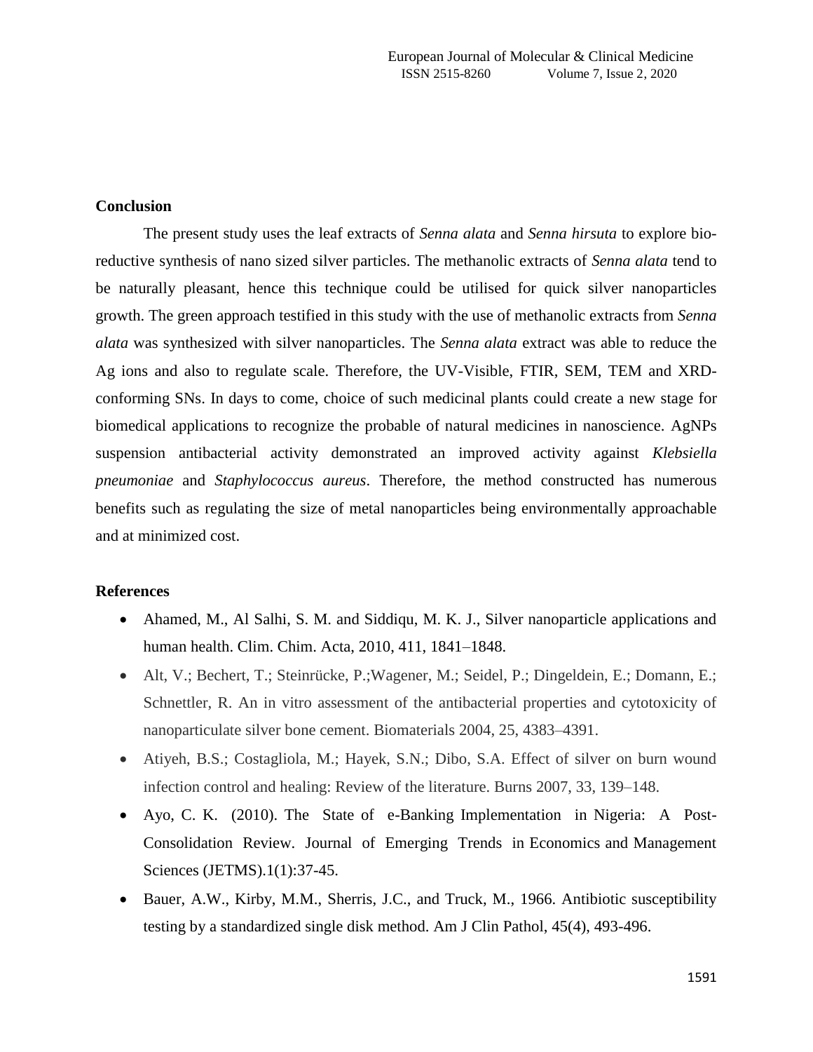## Conclusion

The present study uses the leaf extracts of *Senna alata* and *Senna hirsuta* to explore bio-reductive synthesis of nano sized silver particles. The methanolic extracts of *Senna alata* tend to be naturally pleasant, hence this technique could be utilised for quick silver nanoparticles growth. The green approach testified in this study with the use of methanolic extracts from *Senna alata* was synthesized with silver nanoparticles. The *Senna alata* extract was able to reduce the Ag ions and also to regulate scale. Therefore, the UV-Visible, FTIR, SEM, TEM and XRD-conforming SNs. In days to come, choice of such medicinal plants could create a new stage for biomedical applications to recognize the probable of natural medicines in nanoscience. AgNPs suspension antibacterial activity demonstrated an improved activity against *Klebsiella pneumoniae* and *Staphylococcus aureus*. Therefore, the method constructed has numerous benefits such as regulating the size of metal nanoparticles being environmentally approachable and at minimized cost.

## References

- Ahamed, M., Al Salhi, S. M. and Siddiqu, M. K. J., Silver nanoparticle applications and human health. Clim. Chim. Acta, 2010, 411, 1841–1848.
- Alt, V.; Bechert, T.; Steinrücke, P.;Wagener, M.; Seidel, P.; Dingeldein, E.; Domann, E.; Schnettler, R. An in vitro assessment of the antibacterial properties and cytotoxicity of nanoparticulate silver bone cement. Biomaterials 2004, 25, 4383–4391.
- Atiyeh, B.S.; Costagliola, M.; Hayek, S.N.; Dibo, S.A. Effect of silver on burn wound infection control and healing: Review of the literature. Burns 2007, 33, 139–148.
- Ayo, C. K. (2010). The State of e-Banking Implementation in Nigeria: A Post-Consolidation Review. Journal of Emerging Trends in Economics and Management Sciences (JETMS).1(1):37-45.
- Bauer, A.W., Kirby, M.M., Sherris, J.C., and Truck, M., 1966. Antibiotic susceptibility testing by a standardized single disk method. Am J Clin Pathol, 45(4), 493-496.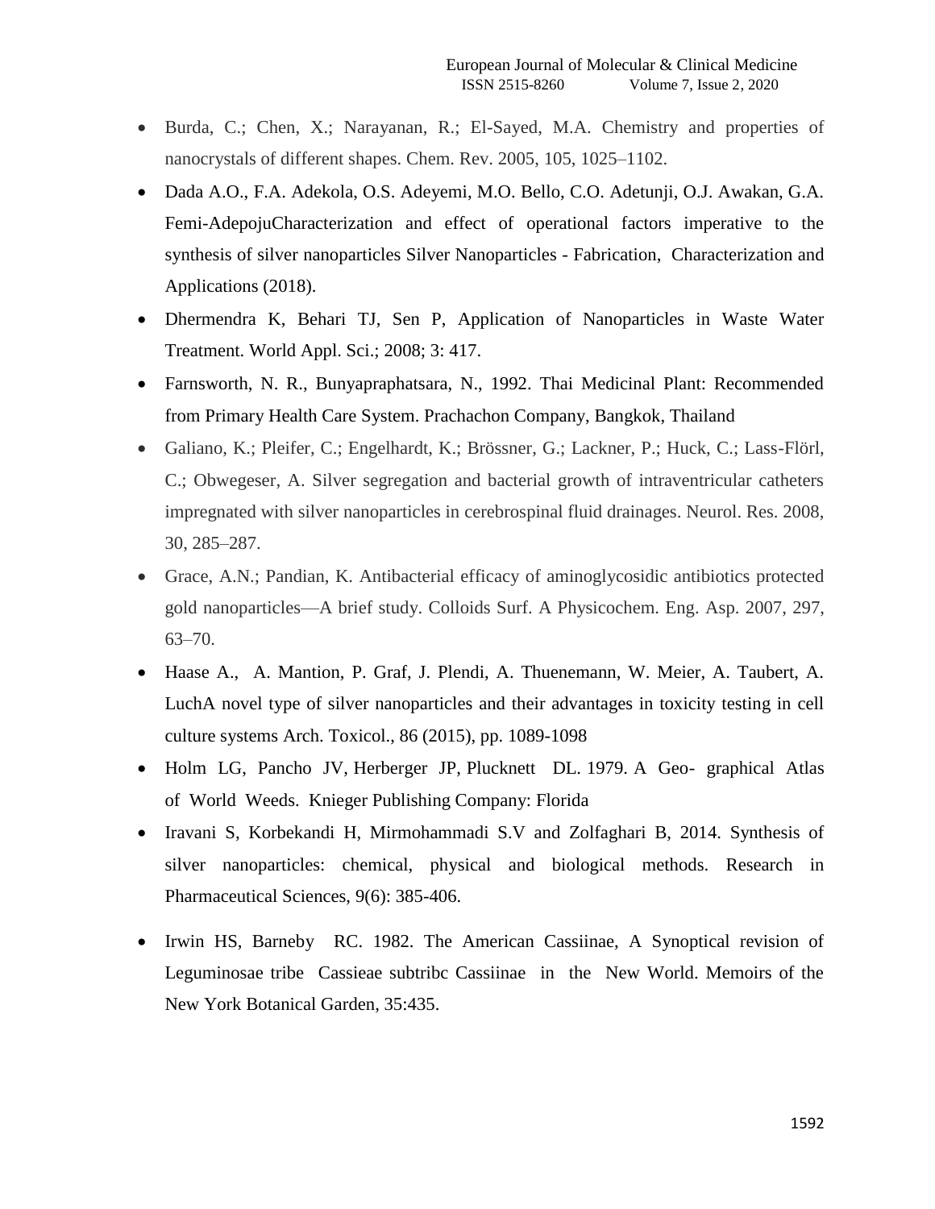- Burda, C.; Chen, X.; Narayanan, R.; El-Sayed, M.A. Chemistry and properties of nanocrystals of different shapes. Chem. Rev. 2005, 105, 1025–1102.
- Dada A.O., F.A. Adekola, O.S. Adeyemi, M.O. Bello, C.O. Adetunji, O.J. Awakan, G.A. Femi-AdepojuCharacterization and effect of operational factors imperative to the synthesis of silver nanoparticles Silver Nanoparticles - Fabrication, Characterization and Applications (2018).
- Dhermendra K, Behari TJ, Sen P, Application of Nanoparticles in Waste Water Treatment. World Appl. Sci.; 2008; 3: 417.
- Farnsworth, N. R., Bunyapraphatsara, N., 1992. Thai Medicinal Plant: Recommended from Primary Health Care System. Prachachon Company, Bangkok, Thailand
- Galiano, K.; Pleifer, C.; Engelhardt, K.; Brössner, G.; Lackner, P.; Huck, C.; Lass-Flörl, C.; Obwegeser, A. Silver segregation and bacterial growth of intraventricular catheters impregnated with silver nanoparticles in cerebrospinal fluid drainages. Neurol. Res. 2008, 30, 285–287.
- Grace, A.N.; Pandian, K. Antibacterial efficacy of aminoglycosidic antibiotics protected gold nanoparticles—A brief study. Colloids Surf. A Physicochem. Eng. Asp. 2007, 297, 63–70.
- Haase A., A. Mantion, P. Graf, J. Plendi, A. Thuenemann, W. Meier, A. Taubert, A. LuchA novel type of silver nanoparticles and their advantages in toxicity testing in cell culture systems Arch. Toxicol., 86 (2015), pp. 1089-1098
- Holm LG, Pancho JV, Herberger JP, Plucknett DL. 1979. A Geo- graphical Atlas of World Weeds. Knieger Publishing Company: Florida
- Iravani S, Korbekandi H, Mirmohammadi S.V and Zolfaghari B, 2014. Synthesis of silver nanoparticles: chemical, physical and biological methods. Research in Pharmaceutical Sciences, 9(6): 385-406.
- Irwin HS, Barneby RC. 1982. The American Cassiinae, A Synoptical revision of Leguminosae tribe Cassieae subtribc Cassiinae in the New World. Memoirs of the New York Botanical Garden, 35:435.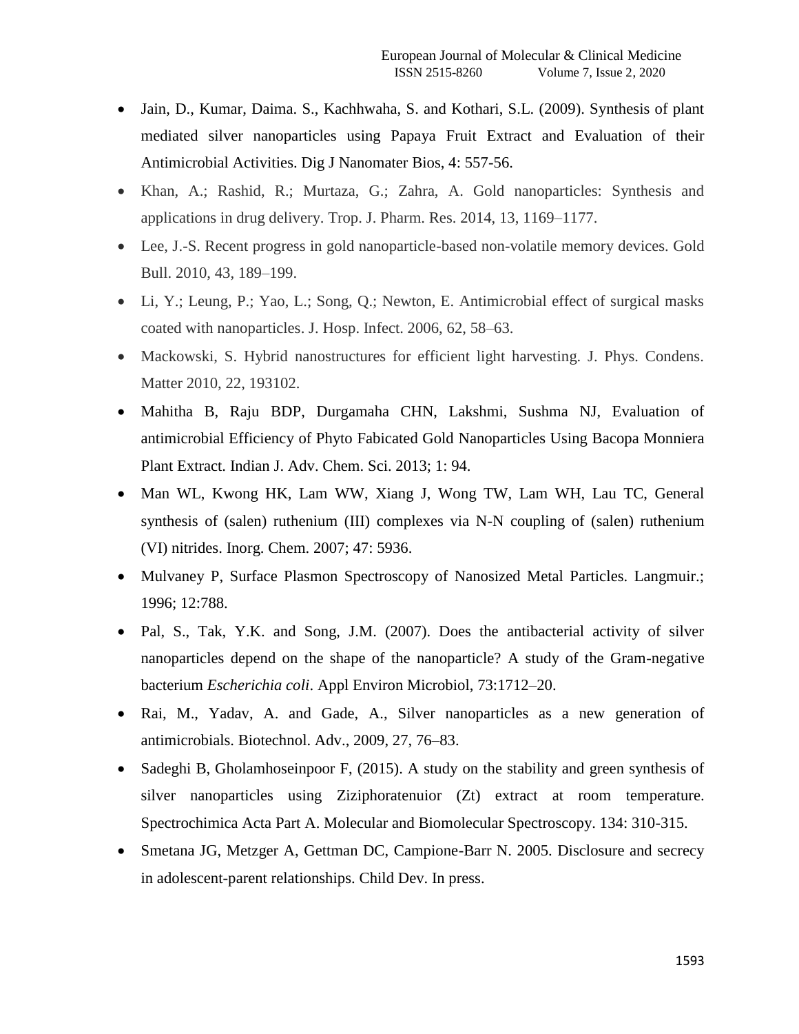- Jain, D., Kumar, Daima. S., Kachhwaha, S. and Kothari, S.L. (2009). Synthesis of plant mediated silver nanoparticles using Papaya Fruit Extract and Evaluation of their Antimicrobial Activities. Dig J Nanomater Bios, 4: 557-56.
- Khan, A.; Rashid, R.; Murtaza, G.; Zahra, A. Gold nanoparticles: Synthesis and applications in drug delivery. Trop. J. Pharm. Res. 2014, 13, 1169–1177.
- Lee, J.-S. Recent progress in gold nanoparticle-based non-volatile memory devices. Gold Bull. 2010, 43, 189–199.
- Li, Y.; Leung, P.; Yao, L.; Song, Q.; Newton, E. Antimicrobial effect of surgical masks coated with nanoparticles. J. Hosp. Infect. 2006, 62, 58–63.
- Mackowski, S. Hybrid nanostructures for efficient light harvesting. J. Phys. Condens. Matter 2010, 22, 193102.
- Mahitha B, Raju BDP, Durgamaha CHN, Lakshmi, Sushma NJ, Evaluation of antimicrobial Efficiency of Phyto Fabricated Gold Nanoparticles Using Bacopa Monniera Plant Extract. Indian J. Adv. Chem. Sci. 2013; 1: 94.
- Man WL, Kwong HK, Lam WW, Xiang J, Wong TW, Lam WH, Lau TC, General synthesis of (salen) ruthenium (III) complexes via N-N coupling of (salen) ruthenium (VI) nitrides. Inorg. Chem. 2007; 47: 5936.
- Mulvaney P, Surface Plasmon Spectroscopy of Nanosized Metal Particles. Langmuir.; 1996; 12:788.
- Pal, S., Tak, Y.K. and Song, J.M. (2007). Does the antibacterial activity of silver nanoparticles depend on the shape of the nanoparticle? A study of the Gram-negative bacterium *Escherichia coli*. Appl Environ Microbiol, 73:1712–20.
- Rai, M., Yadav, A. and Gade, A., Silver nanoparticles as a new generation of antimicrobials. Biotechnol. Adv., 2009, 27, 76–83.
- Sadeghi B, Gholamhoseinpoor F, (2015). A study on the stability and green synthesis of silver nanoparticles using Ziziphoratenuior (Zt) extract at room temperature. Spectrochimica Acta Part A. Molecular and Biomolecular Spectroscopy. 134: 310-315.
- Smetana JG, Metzger A, Gettman DC, Campione-Barr N. 2005. Disclosure and secrecy in adolescent-parent relationships. Child Dev. In press.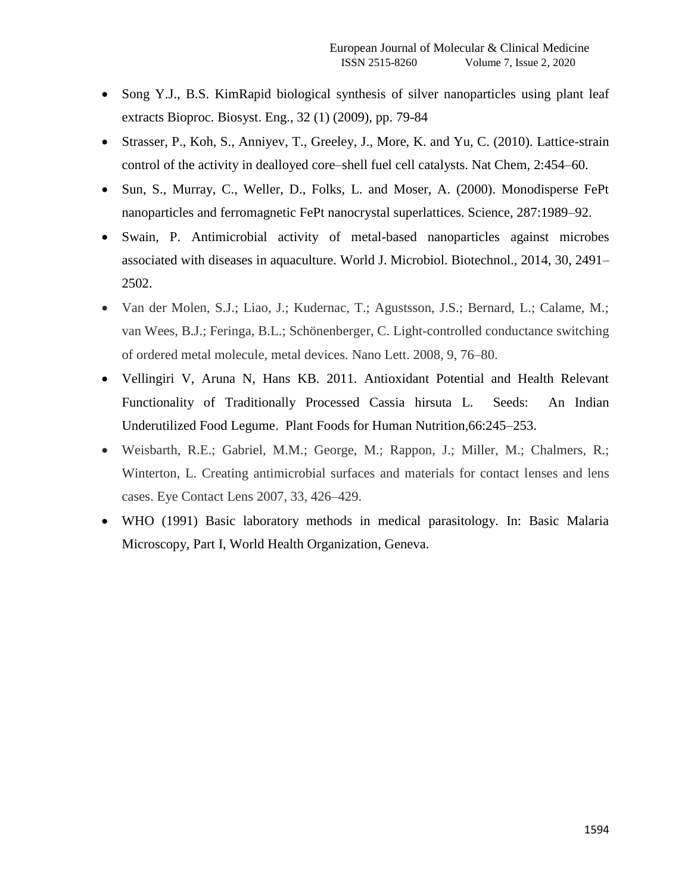- Song Y.J., B.S. KimRapid biological synthesis of silver nanoparticles using plant leaf extracts Bioproc. Biosyst. Eng., 32 (1) (2009), pp. 79-84
- Strasser, P., Koh, S., Anniyev, T., Greeley, J., More, K. and Yu, C. (2010). Lattice-strain control of the activity in dealloyed core–shell fuel cell catalysts. Nat Chem, 2:454–60.
- Sun, S., Murray, C., Weller, D., Folks, L. and Moser, A. (2000). Monodisperse FePt nanoparticles and ferromagnetic FePt nanocrystal superlattices. Science, 287:1989–92.
- Swain, P. Antimicrobial activity of metal-based nanoparticles against microbes associated with diseases in aquaculture. World J. Microbiol. Biotechnol., 2014, 30, 2491–2502.
- Van der Molen, S.J.; Liao, J.; Kudernac, T.; Agustsson, J.S.; Bernard, L.; Calame, M.; van Wees, B.J.; Feringa, B.L.; Schönenberger, C. Light-controlled conductance switching of ordered metal molecule, metal devices. Nano Lett. 2008, 9, 76–80.
- Vellingiri V, Aruna N, Hans KB. 2011. Antioxidant Potential and Health Relevant Functionality of Traditionally Processed Cassia hirsuta L. Seeds: An Indian Underutilized Food Legume. Plant Foods for Human Nutrition,66:245–253.
- Weisbarth, R.E.; Gabriel, M.M.; George, M.; Rappon, J.; Miller, M.; Chalmers, R.; Winterton, L. Creating antimicrobial surfaces and materials for contact lenses and lens cases. Eye Contact Lens 2007, 33, 426–429.
- WHO (1991) Basic laboratory methods in medical parasitology. In: Basic Malaria Microscopy, Part I, World Health Organization, Geneva.